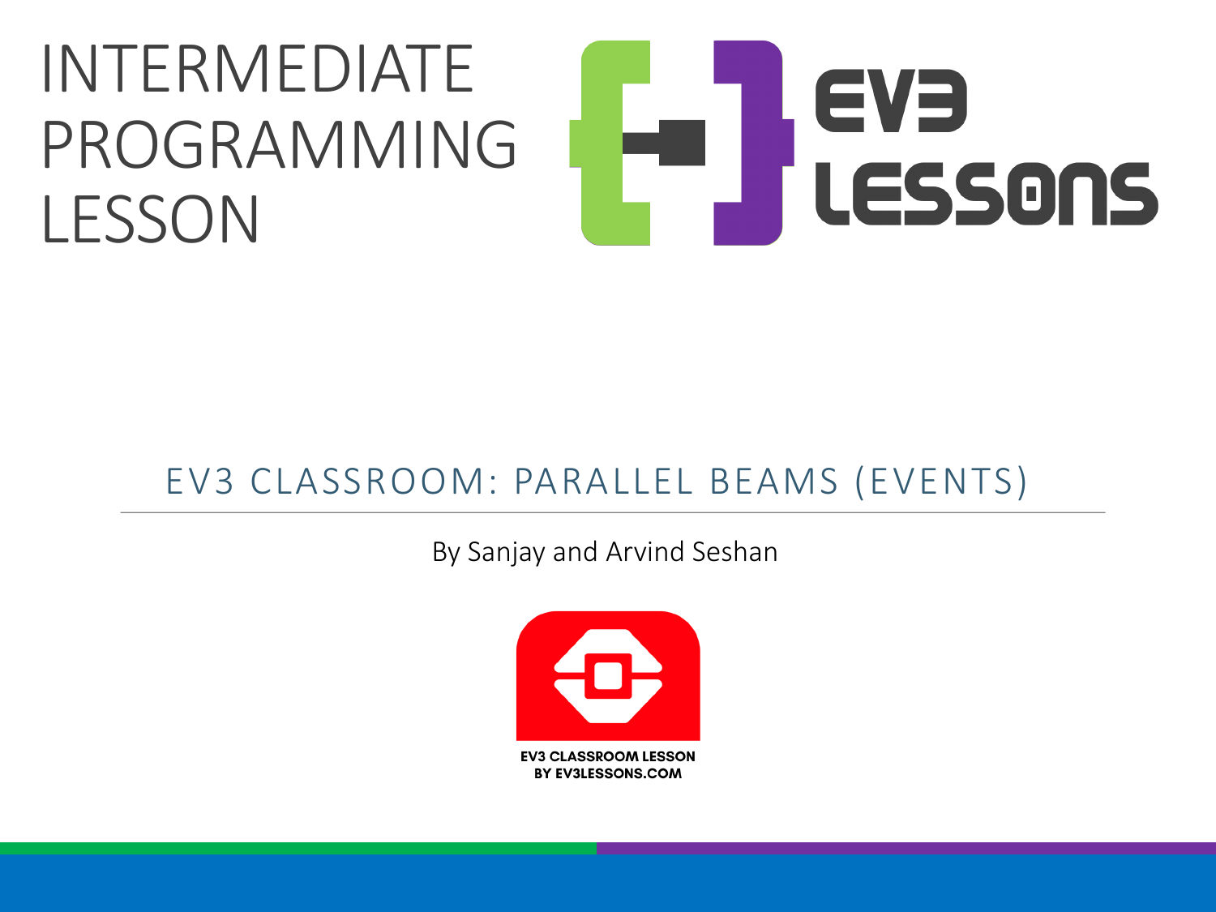# INTERMEDIATE PROGRAMMING LESSON

## EV3 CLASSROOM: PARALLEL BEAMS (EVENTS)

By Sanjay and Arvind Seshan

EV3 CLASSROOM LESSON
BY EV3LESSONS.COM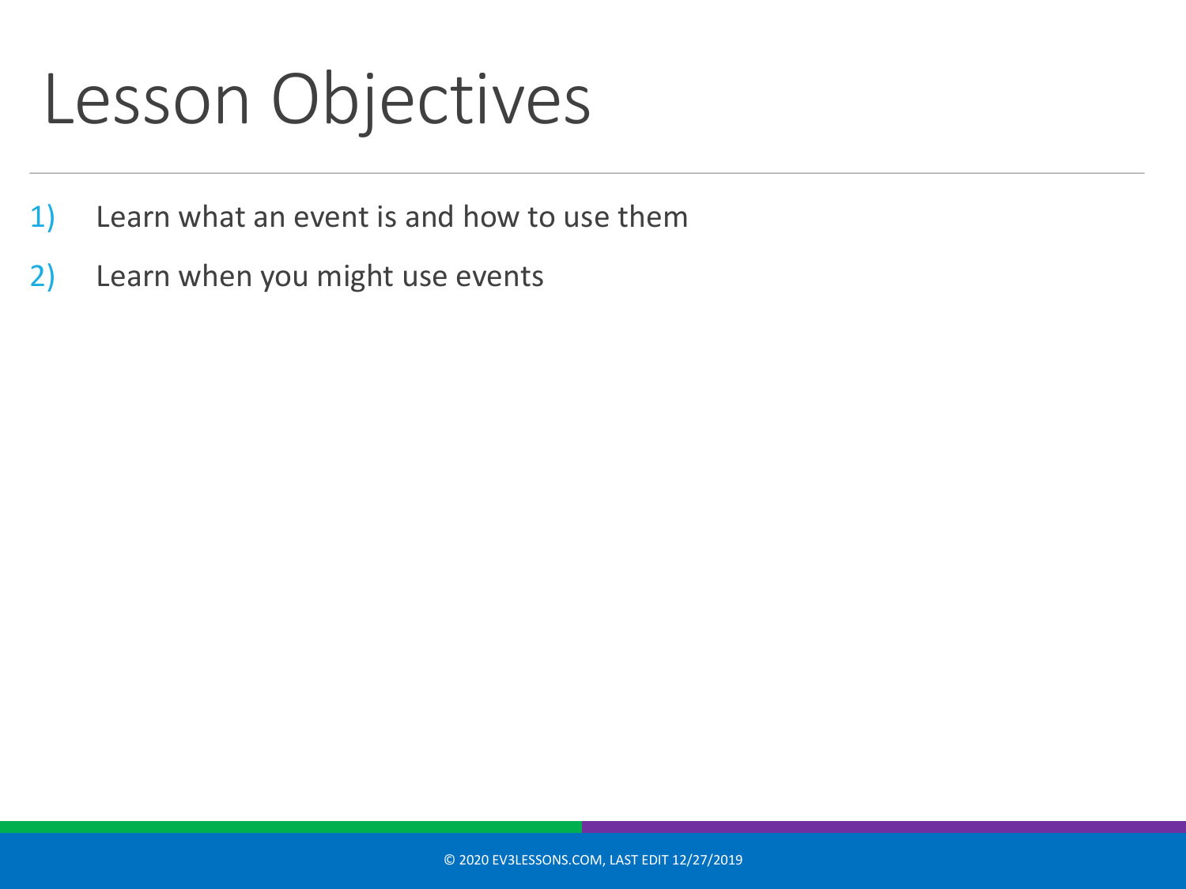# Lesson Objectives

1) Learn what an event is and how to use them
2) Learn when you might use events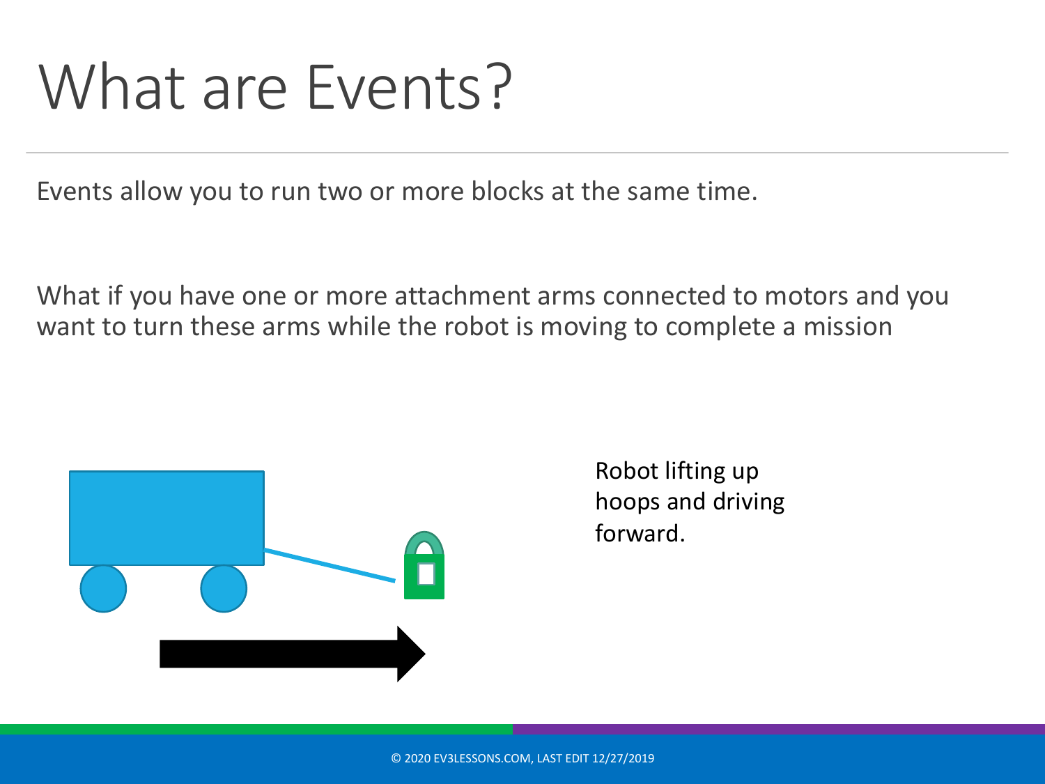# What are Events?

Events allow you to run two or more blocks at the same time.

What if you have one or more attachment arms connected to motors and you want to turn these arms while the robot is moving to complete a mission

Robot lifting up hoops and driving forward.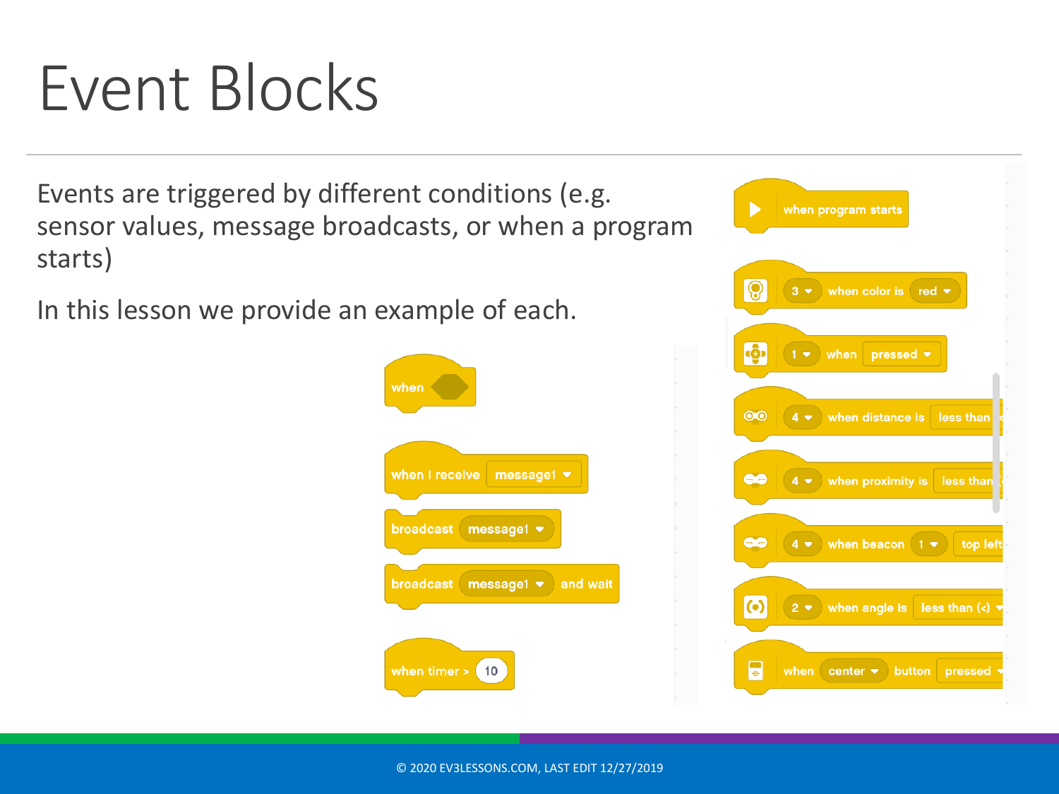# Event Blocks

Events are triggered by different conditions (e.g. sensor values, message broadcasts, or when a program starts)

In this lesson we provide an example of each.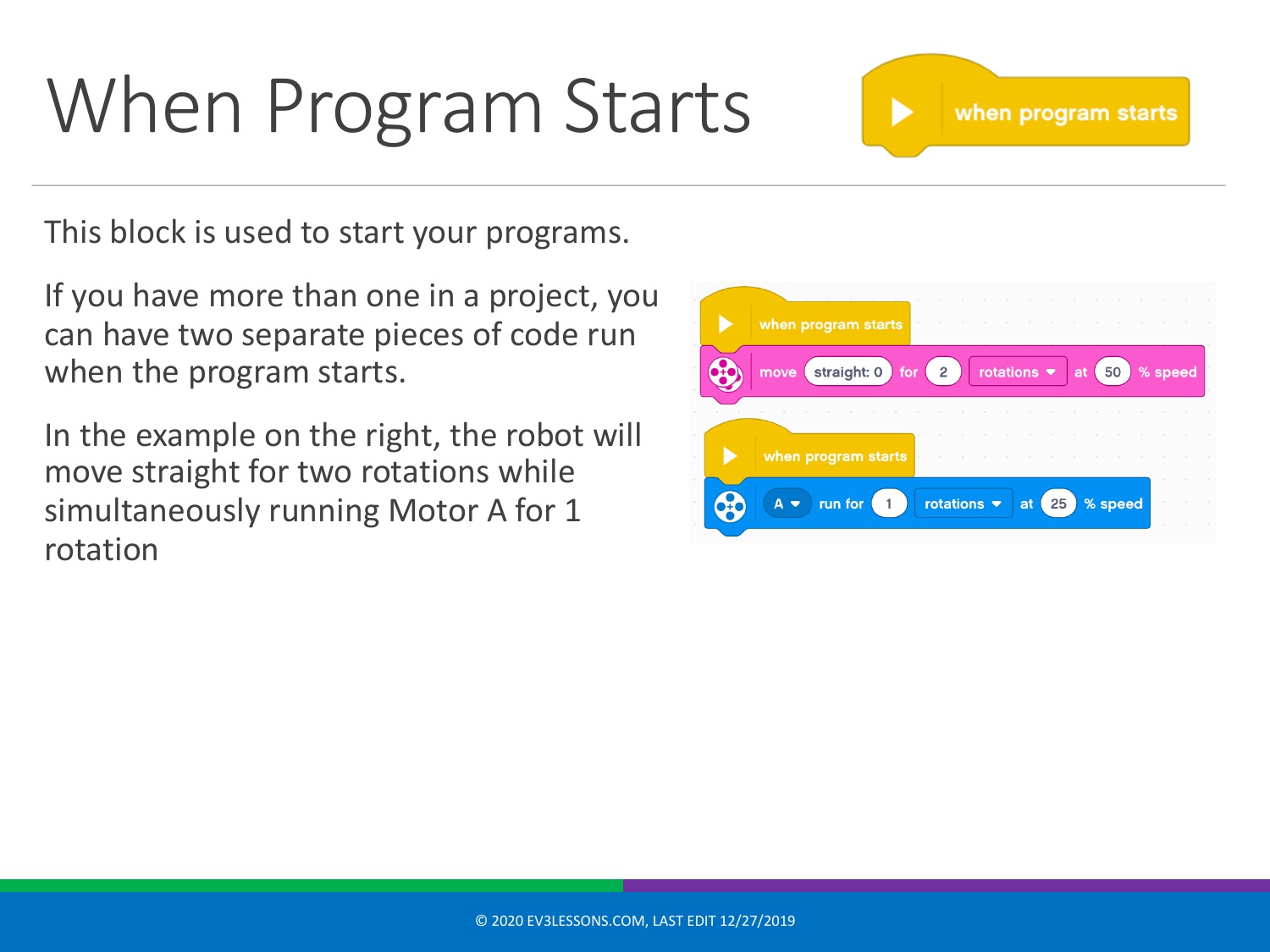# When Program Starts

This block is used to start your programs.

If you have more than one in a project, you can have two separate pieces of code run when the program starts.

In the example on the right, the robot will move straight for two rotations while simultaneously running Motor A for 1 rotation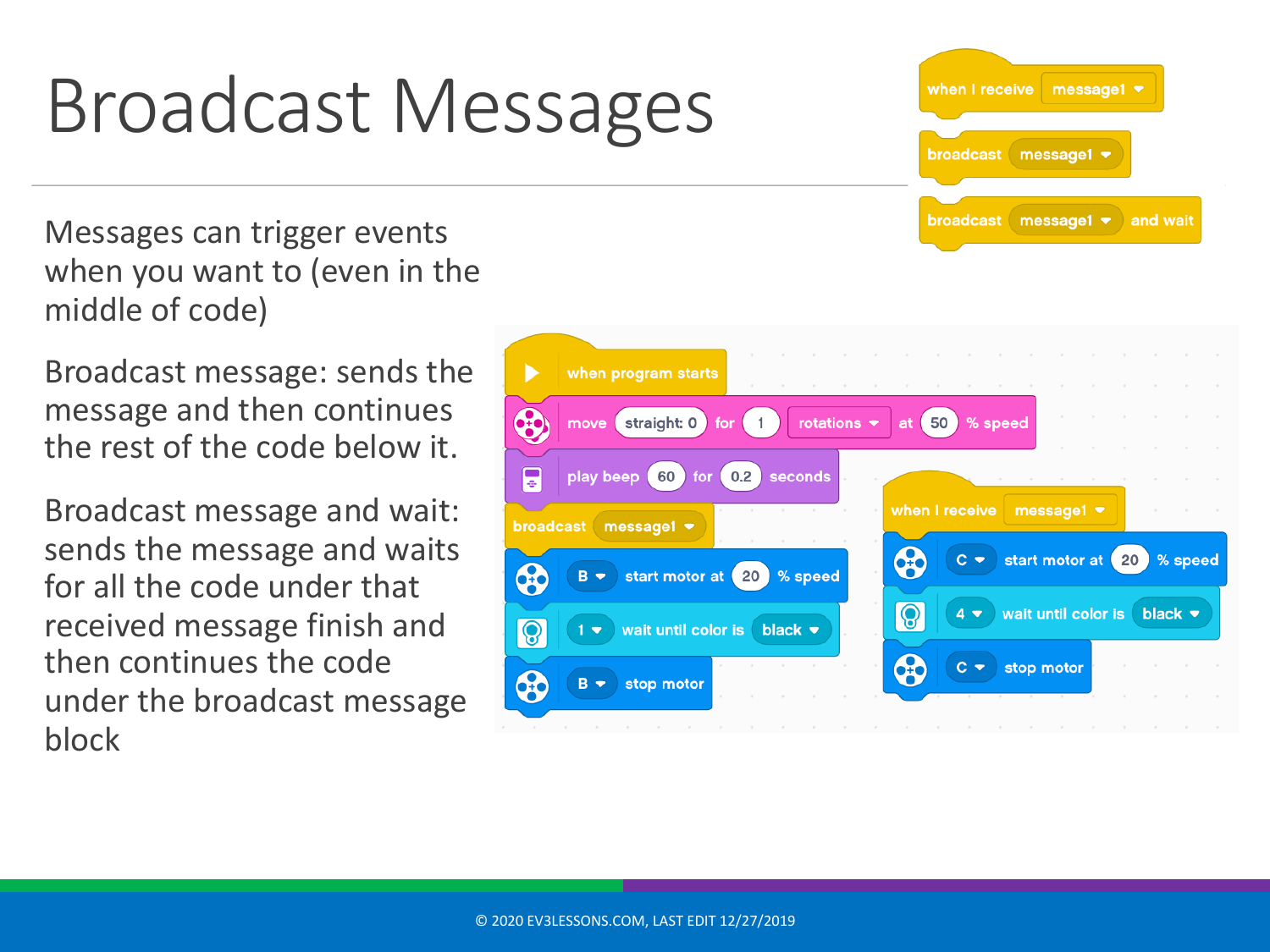# Broadcast Messages

Messages can trigger events when you want to (even in the middle of code)

Broadcast message: sends the message and then continues the rest of the code below it.

Broadcast message and wait: sends the message and waits for all the code under that received message finish and then continues the code under the broadcast message block

```
when I receive [message1]

broadcast [message1]

broadcast [message1] and wait
```

```
when program starts
move straight: 0 for 1 rotations at 50 % speed
play beep 60 for 0.2 seconds
broadcast [message1]
B start motor at 20 % speed
1 wait until color is black
B stop motor
```

```
when I receive [message1]
C start motor at 20 % speed
4 wait until color is black
C stop motor
```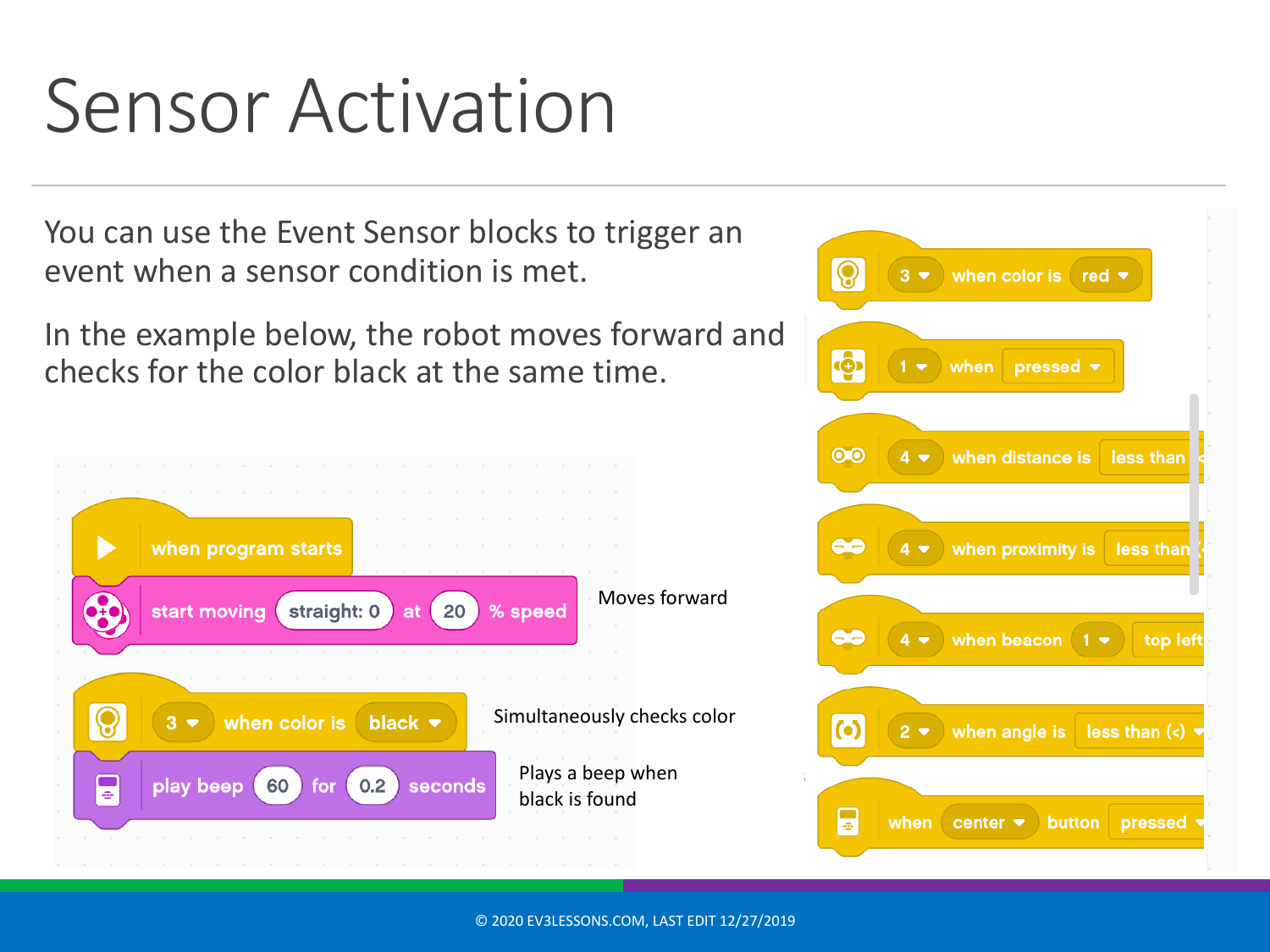# Sensor Activation

You can use the Event Sensor blocks to trigger an event when a sensor condition is met.

In the example below, the robot moves forward and checks for the color black at the same time.

```
when program starts
start moving straight: 0 at 20 % speed        Moves forward

3 when color is black                         Simultaneously checks color
play beep 60 for 0.2 seconds                  Plays a beep when black is found
```

```
3 when color is red
1 when pressed
4 when distance is less than
4 when proximity is less than
4 when beacon 1 top left
2 when angle is less than (<)
when center button pressed
```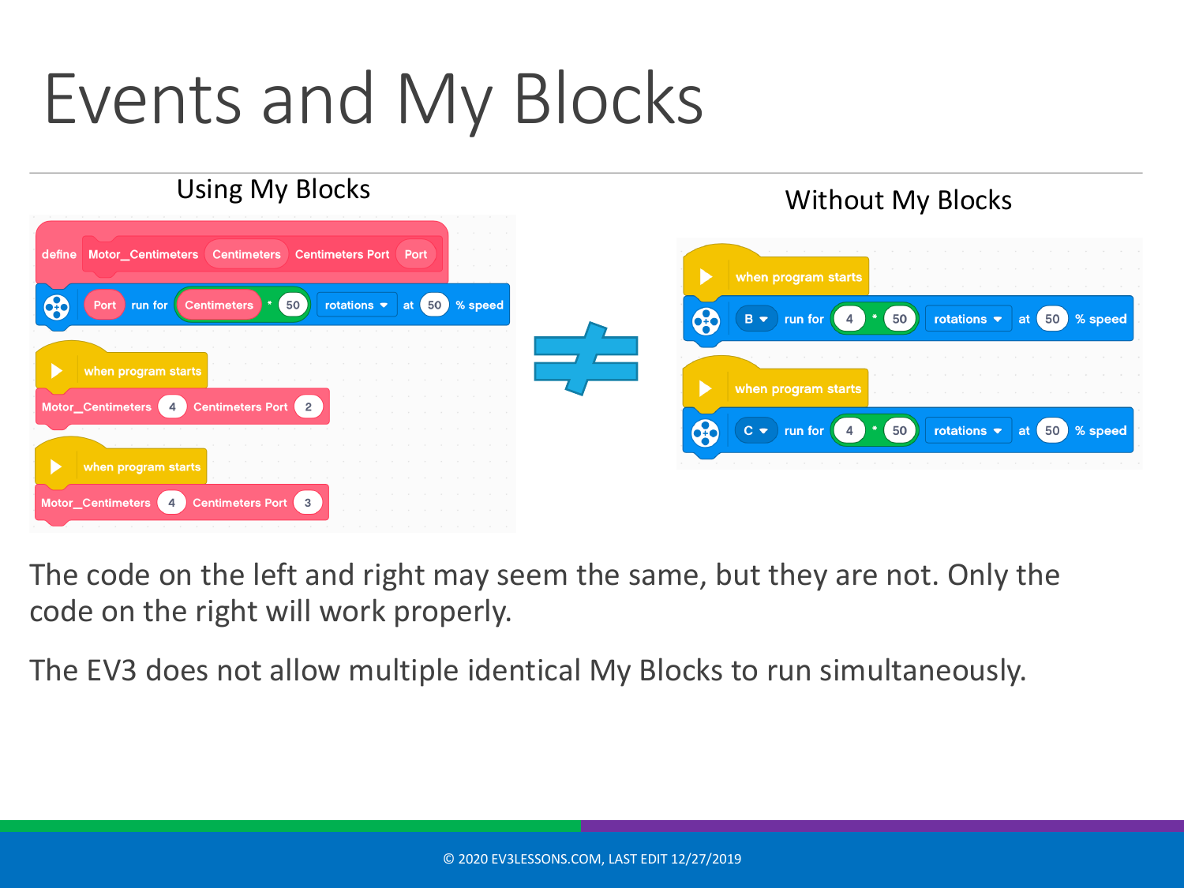# Events and My Blocks

## Using My Blocks

```
define Motor_Centimeters (Centimeters) Centimeters Port (Port)
    (Port) run for ((Centimeters) * (50)) rotations at (50) % speed

when program starts
    Motor_Centimeters (4) Centimeters Port (2)

when program starts
    Motor_Centimeters (4) Centimeters Port (3)
```

≠

## Without My Blocks

```
when program starts
    B run for ((4) * (50)) rotations at (50) % speed

when program starts
    C run for ((4) * (50)) rotations at (50) % speed
```

The code on the left and right may seem the same, but they are not. Only the code on the right will work properly.

The EV3 does not allow multiple identical My Blocks to run simultaneously.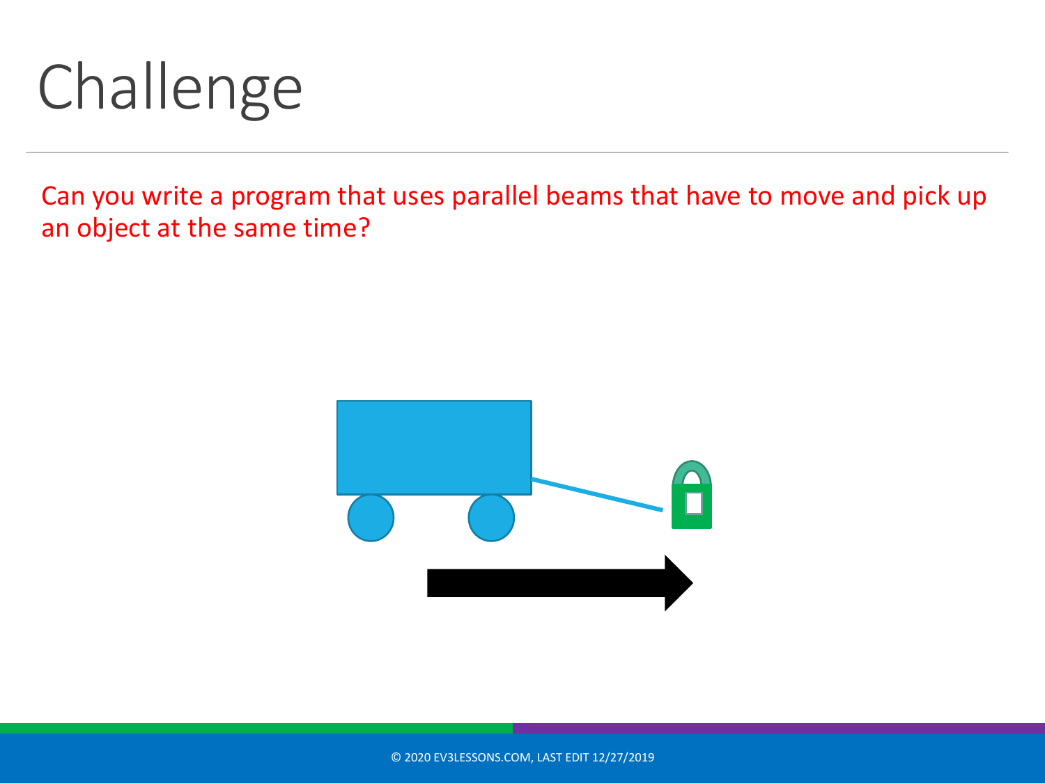# Challenge

Can you write a program that uses parallel beams that have to move and pick up an object at the same time?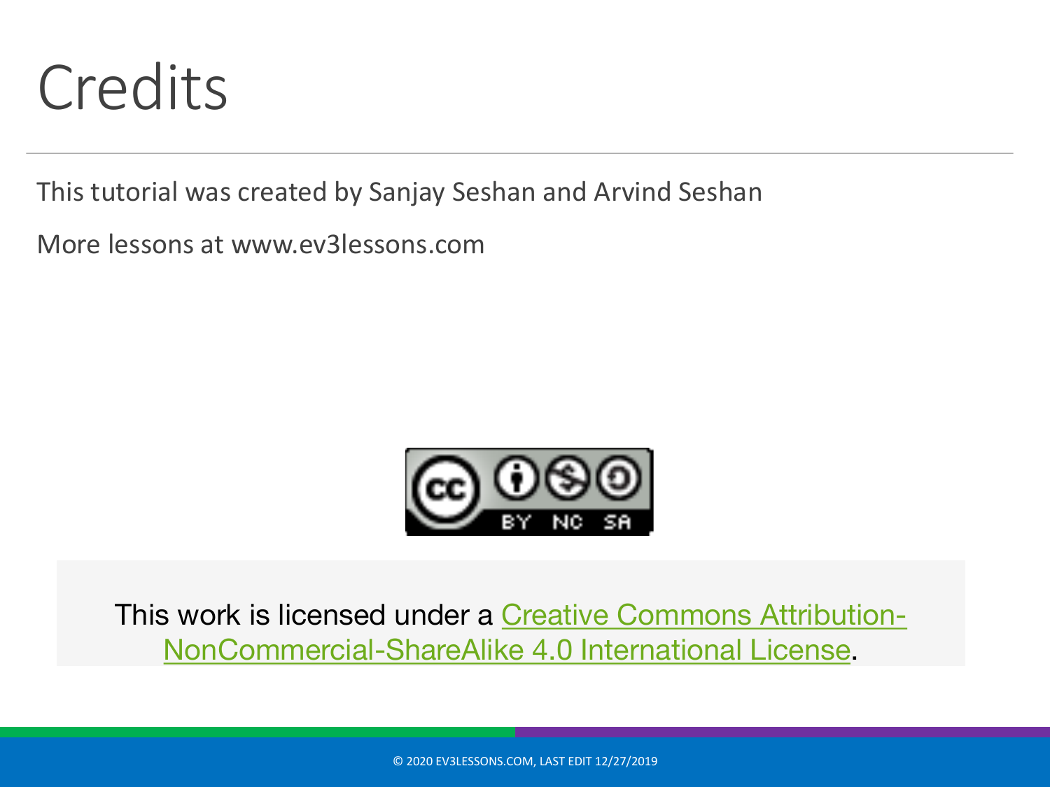# Credits

This tutorial was created by Sanjay Seshan and Arvind Seshan

More lessons at www.ev3lessons.com

This work is licensed under a Creative Commons Attribution-NonCommercial-ShareAlike 4.0 International License.